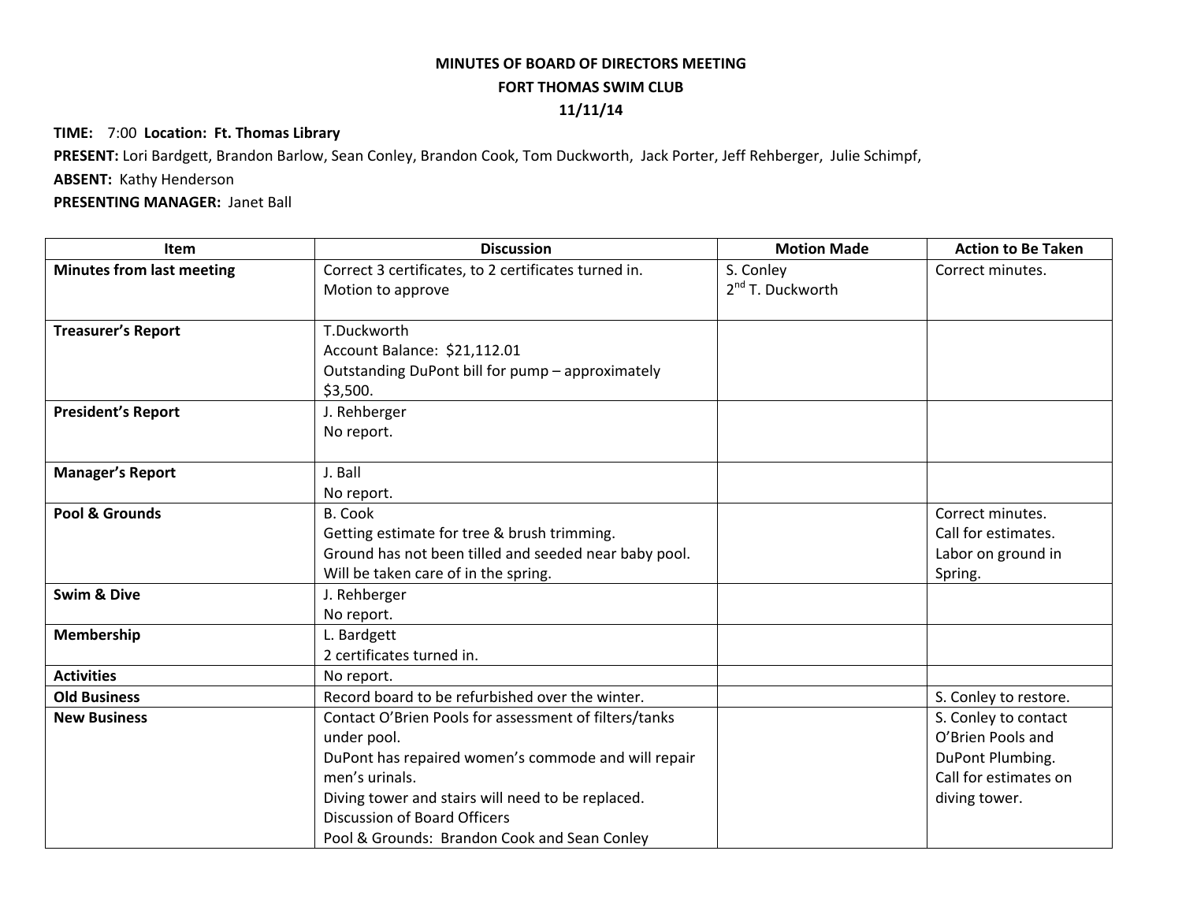**MINUTES OF BOARD OF DIRECTORS MEETING**
**FORT THOMAS SWIM CLUB**
**11/11/14**

**TIME:** 7:00 **Location: Ft. Thomas Library**

**PRESENT:** Lori Bardgett, Brandon Barlow, Sean Conley, Brandon Cook, Tom Duckworth, Jack Porter, Jeff Rehberger, Julie Schimpf,

**ABSENT:** Kathy Henderson

**PRESENTING MANAGER:** Janet Ball

| Item | Discussion | Motion Made | Action to Be Taken |
|---|---|---|---|
| **Minutes from last meeting** | Correct 3 certificates, to 2 certificates turned in.<br>Motion to approve | S. Conley<br>2nd T. Duckworth | Correct minutes. |
| **Treasurer's Report** | T.Duckworth<br>Account Balance: $21,112.01<br>Outstanding DuPont bill for pump – approximately $3,500. | | |
| **President's Report** | J. Rehberger<br>No report. | | |
| **Manager's Report** | J. Ball<br>No report. | | |
| **Pool & Grounds** | B. Cook<br>Getting estimate for tree & brush trimming.<br>Ground has not been tilled and seeded near baby pool. Will be taken care of in the spring. | | Correct minutes.<br>Call for estimates.<br>Labor on ground in Spring. |
| **Swim & Dive** | J. Rehberger<br>No report. | | |
| **Membership** | L. Bardgett<br>2 certificates turned in. | | |
| **Activities** | No report. | | |
| **Old Business** | Record board to be refurbished over the winter. | | S. Conley to restore. |
| **New Business** | Contact O'Brien Pools for assessment of filters/tanks under pool.<br>DuPont has repaired women's commode and will repair men's urinals.<br>Diving tower and stairs will need to be replaced.<br>Discussion of Board Officers<br>Pool & Grounds: Brandon Cook and Sean Conley | | S. Conley to contact O'Brien Pools and DuPont Plumbing.<br>Call for estimates on diving tower. |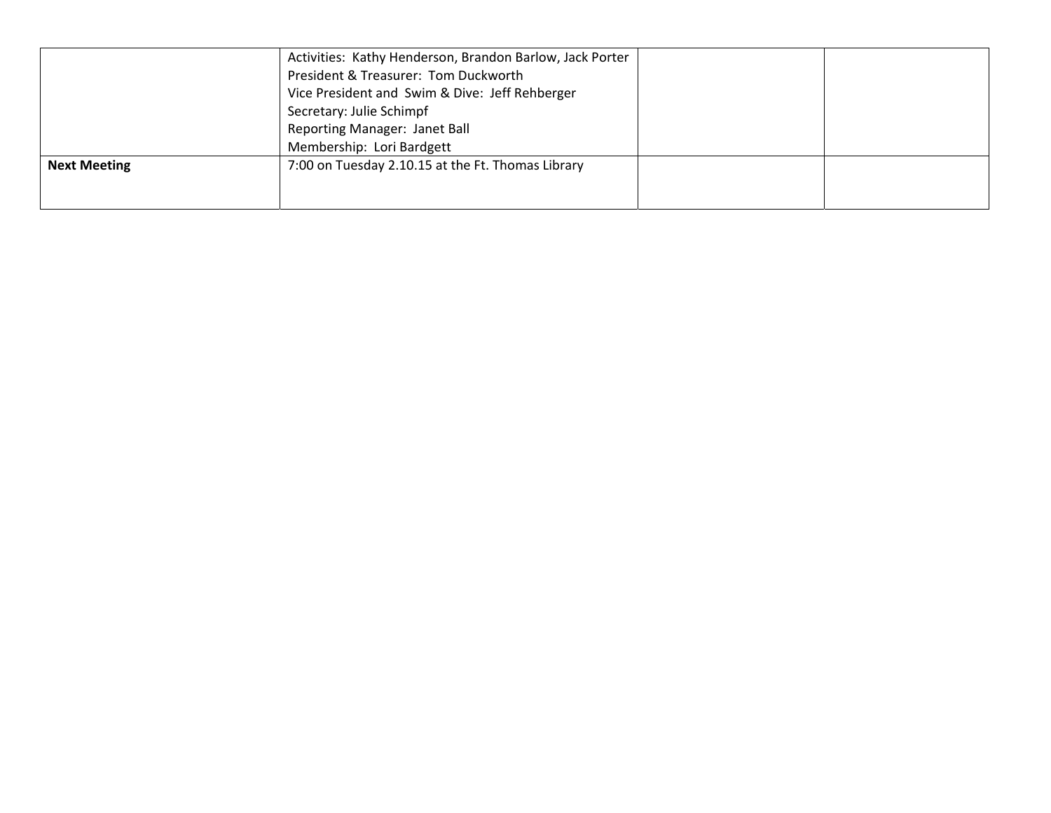| | | | |
|---|---|---|---|
| | Activities: Kathy Henderson, Brandon Barlow, Jack Porter<br>President & Treasurer: Tom Duckworth<br>Vice President and Swim & Dive: Jeff Rehberger<br>Secretary: Julie Schimpf<br>Reporting Manager: Janet Ball<br>Membership: Lori Bardgett | | |
| **Next Meeting** | 7:00 on Tuesday 2.10.15 at the Ft. Thomas Library | | |